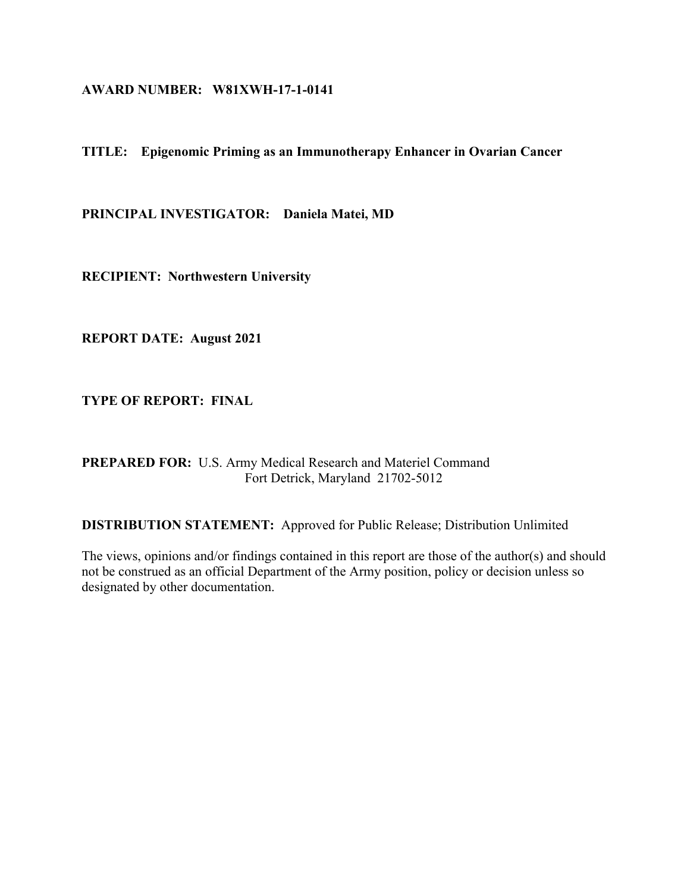**AWARD NUMBER: W81XWH-17-1-0141**

**TITLE: Epigenomic Priming as an Immunotherapy Enhancer in Ovarian Cancer**

**PRINCIPAL INVESTIGATOR: Daniela Matei, MD**

**RECIPIENT: Northwestern University**

**REPORT DATE: August 2021**

**TYPE OF REPORT: FINAL**

**PREPARED FOR:** U.S. Army Medical Research and Materiel Command
Fort Detrick, Maryland 21702-5012

**DISTRIBUTION STATEMENT:** Approved for Public Release; Distribution Unlimited

The views, opinions and/or findings contained in this report are those of the author(s) and should not be construed as an official Department of the Army position, policy or decision unless so designated by other documentation.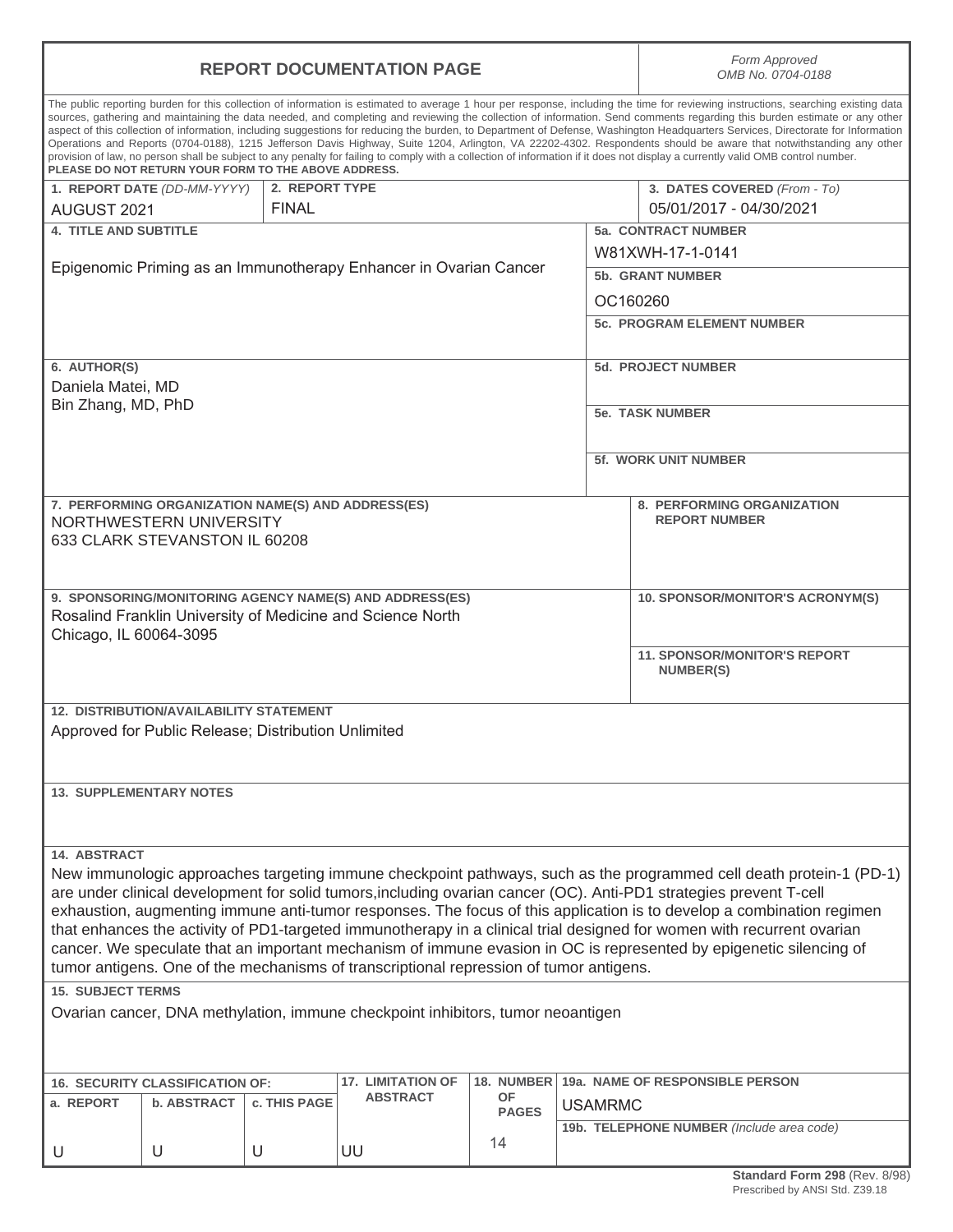# REPORT DOCUMENTATION PAGE

*Form Approved*
*OMB No. 0704-0188*

The public reporting burden for this collection of information is estimated to average 1 hour per response, including the time for reviewing instructions, searching existing data sources, gathering and maintaining the data needed, and completing and reviewing the collection of information. Send comments regarding this burden estimate or any other aspect of this collection of information, including suggestions for reducing the burden, to Department of Defense, Washington Headquarters Services, Directorate for Information Operations and Reports (0704-0188), 1215 Jefferson Davis Highway, Suite 1204, Arlington, VA 22202-4302. Respondents should be aware that notwithstanding any other provision of law, no person shall be subject to any penalty for failing to comply with a collection of information if it does not display a currently valid OMB control number.
**PLEASE DO NOT RETURN YOUR FORM TO THE ABOVE ADDRESS.**

| **1. REPORT DATE** *(DD-MM-YYYY)* | **2. REPORT TYPE** | **3. DATES COVERED** *(From - To)* |
|---|---|---|
| AUGUST 2021 | FINAL | 05/01/2017 - 04/30/2021 |

**4. TITLE AND SUBTITLE**
Epigenomic Priming as an Immunotherapy Enhancer in Ovarian Cancer

**5a. CONTRACT NUMBER**
W81XWH-17-1-0141

**5b. GRANT NUMBER**
OC160260

**5c. PROGRAM ELEMENT NUMBER**

**6. AUTHOR(S)**
Daniela Matei, MD
Bin Zhang, MD, PhD

**5d. PROJECT NUMBER**

**5e. TASK NUMBER**

**5f. WORK UNIT NUMBER**

**7. PERFORMING ORGANIZATION NAME(S) AND ADDRESS(ES)**
NORTHWESTERN UNIVERSITY
633 CLARK STEVANSTON IL 60208

**8. PERFORMING ORGANIZATION REPORT NUMBER**

**9. SPONSORING/MONITORING AGENCY NAME(S) AND ADDRESS(ES)**
Rosalind Franklin University of Medicine and Science North Chicago, IL 60064-3095

**10. SPONSOR/MONITOR'S ACRONYM(S)**

**11. SPONSOR/MONITOR'S REPORT NUMBER(S)**

**12. DISTRIBUTION/AVAILABILITY STATEMENT**
Approved for Public Release; Distribution Unlimited

**13. SUPPLEMENTARY NOTES**

**14. ABSTRACT**
New immunologic approaches targeting immune checkpoint pathways, such as the programmed cell death protein-1 (PD-1) are under clinical development for solid tumors,including ovarian cancer (OC). Anti-PD1 strategies prevent T-cell exhaustion, augmenting immune anti-tumor responses. The focus of this application is to develop a combination regimen that enhances the activity of PD1-targeted immunotherapy in a clinical trial designed for women with recurrent ovarian cancer. We speculate that an important mechanism of immune evasion in OC is represented by epigenetic silencing of tumor antigens. One of the mechanisms of transcriptional repression of tumor antigens.

**15. SUBJECT TERMS**
Ovarian cancer, DNA methylation, immune checkpoint inhibitors, tumor neoantigen

| **16. SECURITY CLASSIFICATION OF:** | | | **17. LIMITATION OF ABSTRACT** | **18. NUMBER OF PAGES** | **19a. NAME OF RESPONSIBLE PERSON** |
|---|---|---|---|---|---|
| **a. REPORT** | **b. ABSTRACT** | **c. THIS PAGE** | | | USAMRMC |
| U | U | U | UU | 14 | **19b. TELEPHONE NUMBER** *(Include area code)* |

**Standard Form 298** (Rev. 8/98)
Prescribed by ANSI Std. Z39.18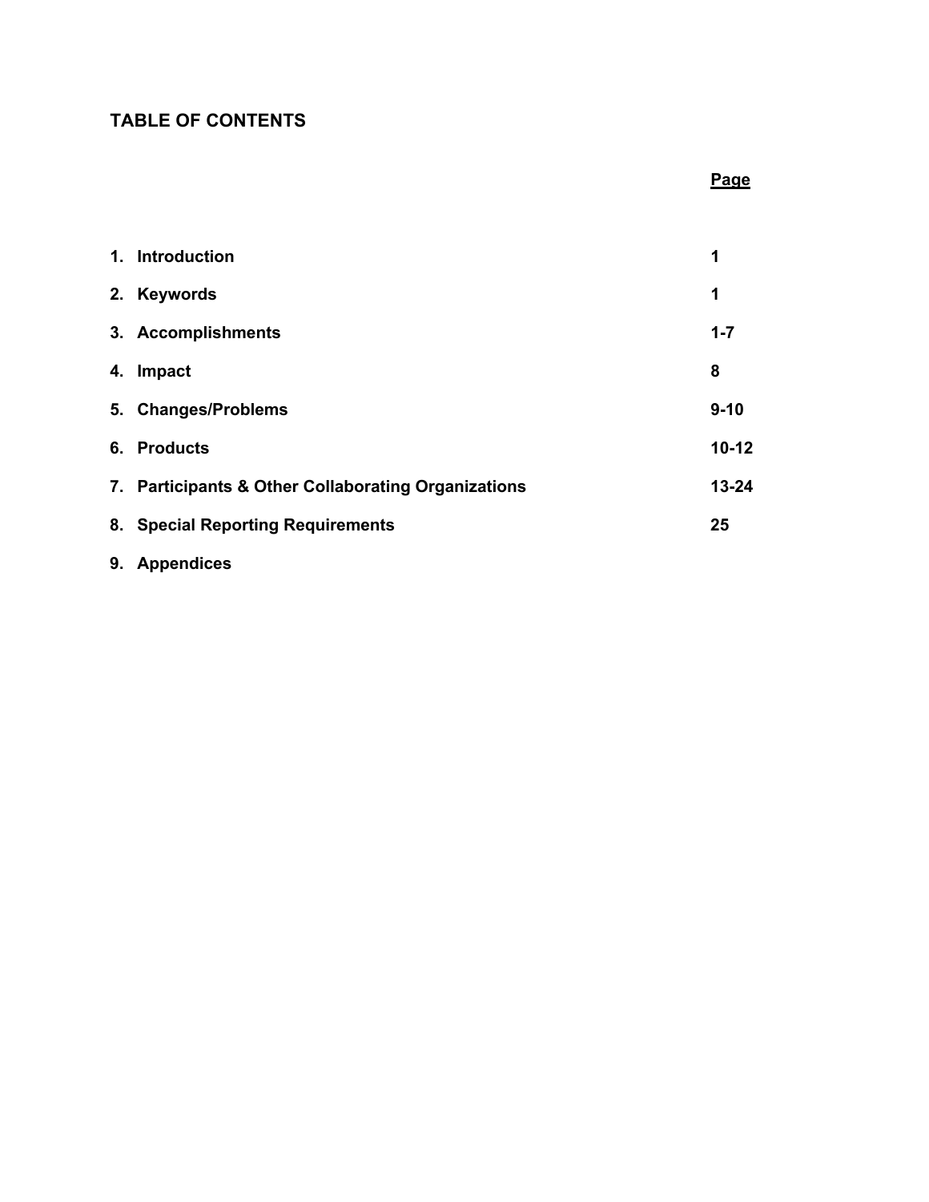## TABLE OF CONTENTS

| | Page |
|---|---|
| 1. Introduction | 1 |
| 2. Keywords | 1 |
| 3. Accomplishments | 1-7 |
| 4. Impact | 8 |
| 5. Changes/Problems | 9-10 |
| 6. Products | 10-12 |
| 7. Participants & Other Collaborating Organizations | 13-24 |
| 8. Special Reporting Requirements | 25 |
| 9. Appendices | |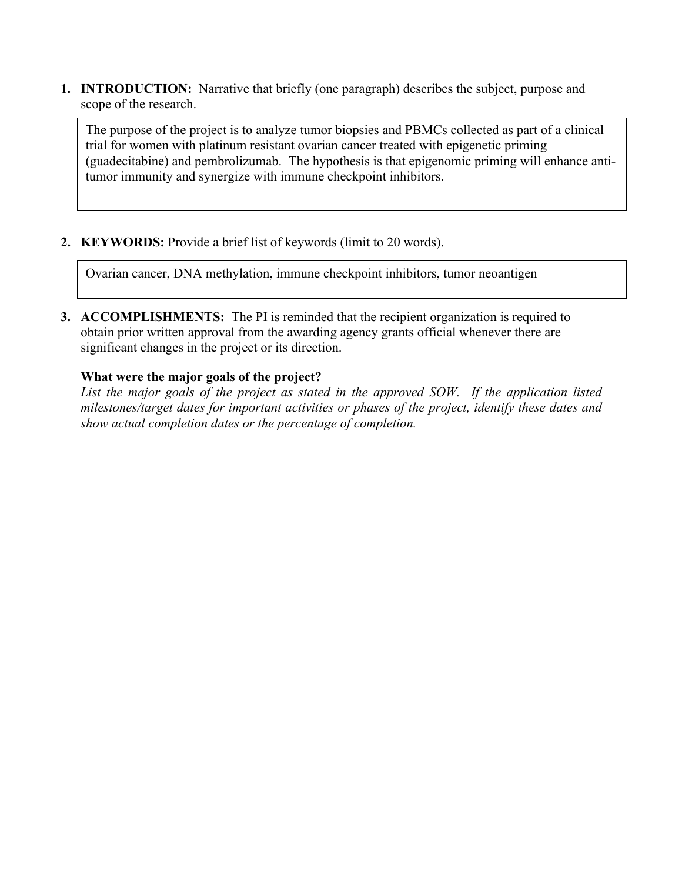1. **INTRODUCTION:** Narrative that briefly (one paragraph) describes the subject, purpose and scope of the research.

> The purpose of the project is to analyze tumor biopsies and PBMCs collected as part of a clinical trial for women with platinum resistant ovarian cancer treated with epigenetic priming (guadecitabine) and pembrolizumab. The hypothesis is that epigenomic priming will enhance anti-tumor immunity and synergize with immune checkpoint inhibitors.

2. **KEYWORDS:** Provide a brief list of keywords (limit to 20 words).

> Ovarian cancer, DNA methylation, immune checkpoint inhibitors, tumor neoantigen

3. **ACCOMPLISHMENTS:** The PI is reminded that the recipient organization is required to obtain prior written approval from the awarding agency grants official whenever there are significant changes in the project or its direction.

**What were the major goals of the project?**

*List the major goals of the project as stated in the approved SOW. If the application listed milestones/target dates for important activities or phases of the project, identify these dates and show actual completion dates or the percentage of completion.*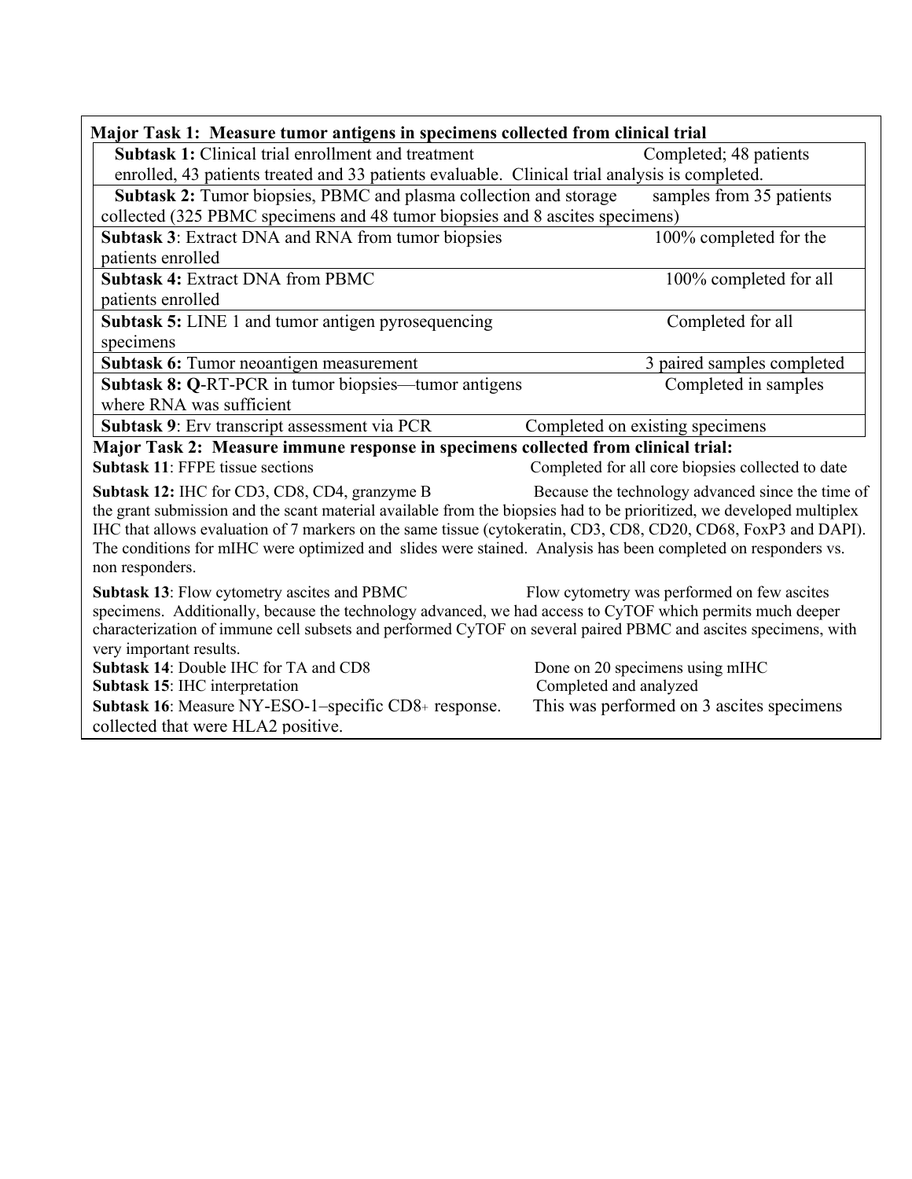| **Major Task 1: Measure tumor antigens in specimens collected from clinical trial** | |
|---|---|
| **Subtask 1:** Clinical trial enrollment and treatment | Completed; 48 patients enrolled, 43 patients treated and 33 patients evaluable. Clinical trial analysis is completed. |
| **Subtask 2:** Tumor biopsies, PBMC and plasma collection and storage | samples from 35 patients collected (325 PBMC specimens and 48 tumor biopsies and 8 ascites specimens) |
| **Subtask 3**: Extract DNA and RNA from tumor biopsies | 100% completed for the patients enrolled |
| **Subtask 4:** Extract DNA from PBMC | 100% completed for all patients enrolled |
| **Subtask 5:** LINE 1 and tumor antigen pyrosequencing | Completed for all specimens |
| **Subtask 6:** Tumor neoantigen measurement | 3 paired samples completed |
| **Subtask 8: Q**-RT-PCR in tumor biopsies—tumor antigens | Completed in samples where RNA was sufficient |
| **Subtask 9**: Erv transcript assessment via PCR | Completed on existing specimens |
| **Major Task 2: Measure immune response in specimens collected from clinical trial:** | |
| **Subtask 11**: FFPE tissue sections | Completed for all core biopsies collected to date |
| **Subtask 12:** IHC for CD3, CD8, CD4, granzyme B | Because the technology advanced since the time of the grant submission and the scant material available from the biopsies had to be prioritized, we developed multiplex IHC that allows evaluation of 7 markers on the same tissue (cytokeratin, CD3, CD8, CD20, CD68, FoxP3 and DAPI). The conditions for mIHC were optimized and slides were stained. Analysis has been completed on responders vs. non responders. |
| **Subtask 13**: Flow cytometry ascites and PBMC | Flow cytometry was performed on few ascites specimens. Additionally, because the technology advanced, we had access to CyTOF which permits much deeper characterization of immune cell subsets and performed CyTOF on several paired PBMC and ascites specimens, with very important results. |
| **Subtask 14**: Double IHC for TA and CD8 | Done on 20 specimens using mIHC |
| **Subtask 15**: IHC interpretation | Completed and analyzed |
| **Subtask 16**: Measure NY-ESO-1–specific CD8+ response. | This was performed on 3 ascites specimens collected that were HLA2 positive. |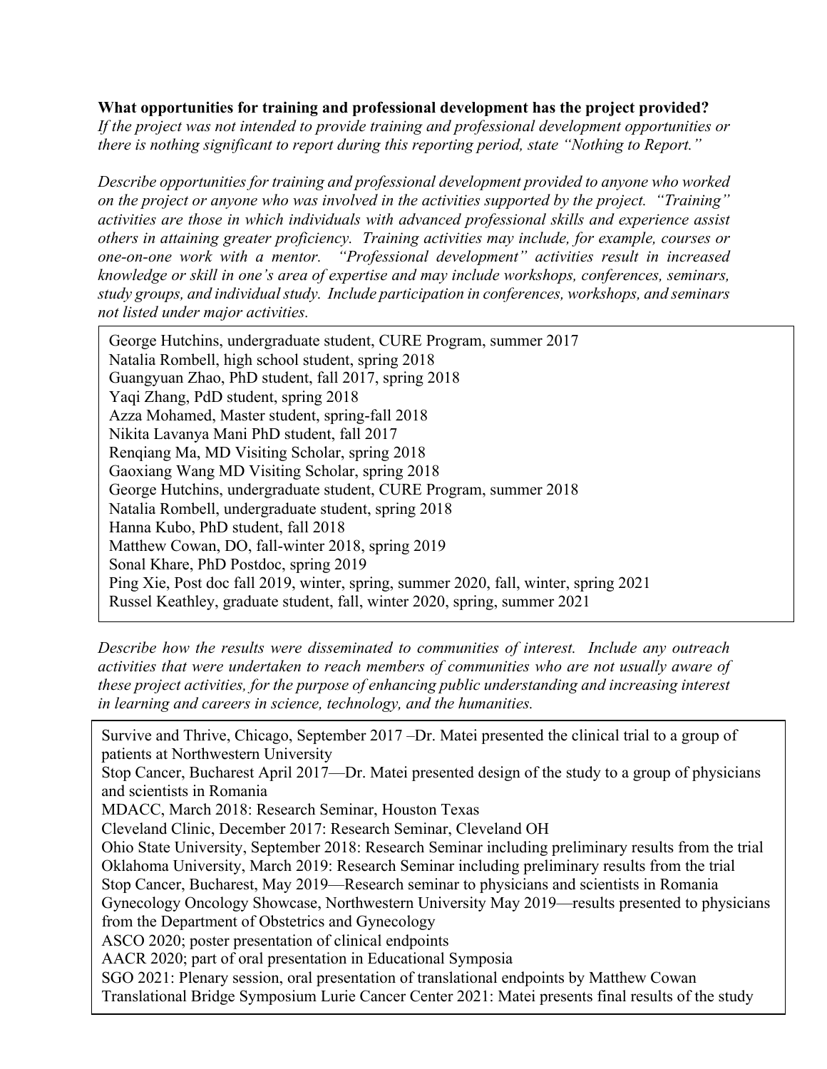**What opportunities for training and professional development has the project provided?**

*If the project was not intended to provide training and professional development opportunities or there is nothing significant to report during this reporting period, state "Nothing to Report."*

*Describe opportunities for training and professional development provided to anyone who worked on the project or anyone who was involved in the activities supported by the project. "Training" activities are those in which individuals with advanced professional skills and experience assist others in attaining greater proficiency. Training activities may include, for example, courses or one-on-one work with a mentor. "Professional development" activities result in increased knowledge or skill in one's area of expertise and may include workshops, conferences, seminars, study groups, and individual study. Include participation in conferences, workshops, and seminars not listed under major activities.*

George Hutchins, undergraduate student, CURE Program, summer 2017
Natalia Rombell, high school student, spring 2018
Guangyuan Zhao, PhD student, fall 2017, spring 2018
Yaqi Zhang, PdD student, spring 2018
Azza Mohamed, Master student, spring-fall 2018
Nikita Lavanya Mani PhD student, fall 2017
Renqiang Ma, MD Visiting Scholar, spring 2018
Gaoxiang Wang MD Visiting Scholar, spring 2018
George Hutchins, undergraduate student, CURE Program, summer 2018
Natalia Rombell, undergraduate student, spring 2018
Hanna Kubo, PhD student, fall 2018
Matthew Cowan, DO, fall-winter 2018, spring 2019
Sonal Khare, PhD Postdoc, spring 2019
Ping Xie, Post doc fall 2019, winter, spring, summer 2020, fall, winter, spring 2021
Russel Keathley, graduate student, fall, winter 2020, spring, summer 2021

*Describe how the results were disseminated to communities of interest. Include any outreach activities that were undertaken to reach members of communities who are not usually aware of these project activities, for the purpose of enhancing public understanding and increasing interest in learning and careers in science, technology, and the humanities.*

Survive and Thrive, Chicago, September 2017 –Dr. Matei presented the clinical trial to a group of patients at Northwestern University
Stop Cancer, Bucharest April 2017—Dr. Matei presented design of the study to a group of physicians and scientists in Romania
MDACC, March 2018: Research Seminar, Houston Texas
Cleveland Clinic, December 2017: Research Seminar, Cleveland OH
Ohio State University, September 2018: Research Seminar including preliminary results from the trial
Oklahoma University, March 2019: Research Seminar including preliminary results from the trial
Stop Cancer, Bucharest, May 2019—Research seminar to physicians and scientists in Romania
Gynecology Oncology Showcase, Northwestern University May 2019—results presented to physicians from the Department of Obstetrics and Gynecology
ASCO 2020; poster presentation of clinical endpoints
AACR 2020; part of oral presentation in Educational Symposia
SGO 2021: Plenary session, oral presentation of translational endpoints by Matthew Cowan
Translational Bridge Symposium Lurie Cancer Center 2021: Matei presents final results of the study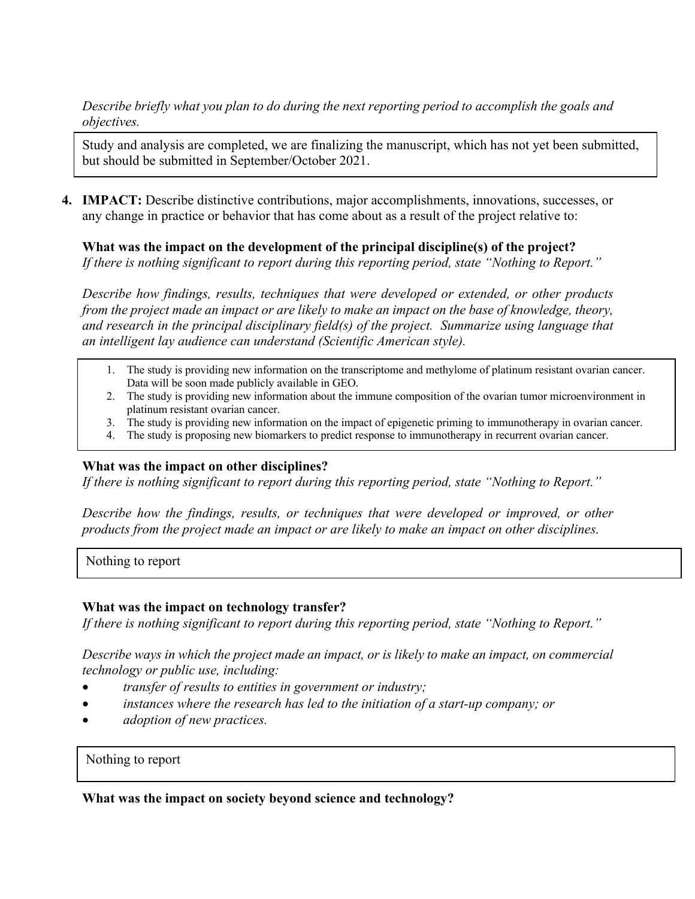*Describe briefly what you plan to do during the next reporting period to accomplish the goals and objectives.*

Study and analysis are completed, we are finalizing the manuscript, which has not yet been submitted, but should be submitted in September/October 2021.

**4. IMPACT:** Describe distinctive contributions, major accomplishments, innovations, successes, or any change in practice or behavior that has come about as a result of the project relative to:

**What was the impact on the development of the principal discipline(s) of the project?**
*If there is nothing significant to report during this reporting period, state "Nothing to Report."*

*Describe how findings, results, techniques that were developed or extended, or other products from the project made an impact or are likely to make an impact on the base of knowledge, theory, and research in the principal disciplinary field(s) of the project. Summarize using language that an intelligent lay audience can understand (Scientific American style).*

1. The study is providing new information on the transcriptome and methylome of platinum resistant ovarian cancer. Data will be soon made publicly available in GEO.
2. The study is providing new information about the immune composition of the ovarian tumor microenvironment in platinum resistant ovarian cancer.
3. The study is providing new information on the impact of epigenetic priming to immunotherapy in ovarian cancer.
4. The study is proposing new biomarkers to predict response to immunotherapy in recurrent ovarian cancer.

**What was the impact on other disciplines?**
*If there is nothing significant to report during this reporting period, state "Nothing to Report."*

*Describe how the findings, results, or techniques that were developed or improved, or other products from the project made an impact or are likely to make an impact on other disciplines.*

Nothing to report

**What was the impact on technology transfer?**
*If there is nothing significant to report during this reporting period, state "Nothing to Report."*

*Describe ways in which the project made an impact, or is likely to make an impact, on commercial technology or public use, including:*

- *transfer of results to entities in government or industry;*
- *instances where the research has led to the initiation of a start-up company; or*
- *adoption of new practices.*

Nothing to report

**What was the impact on society beyond science and technology?**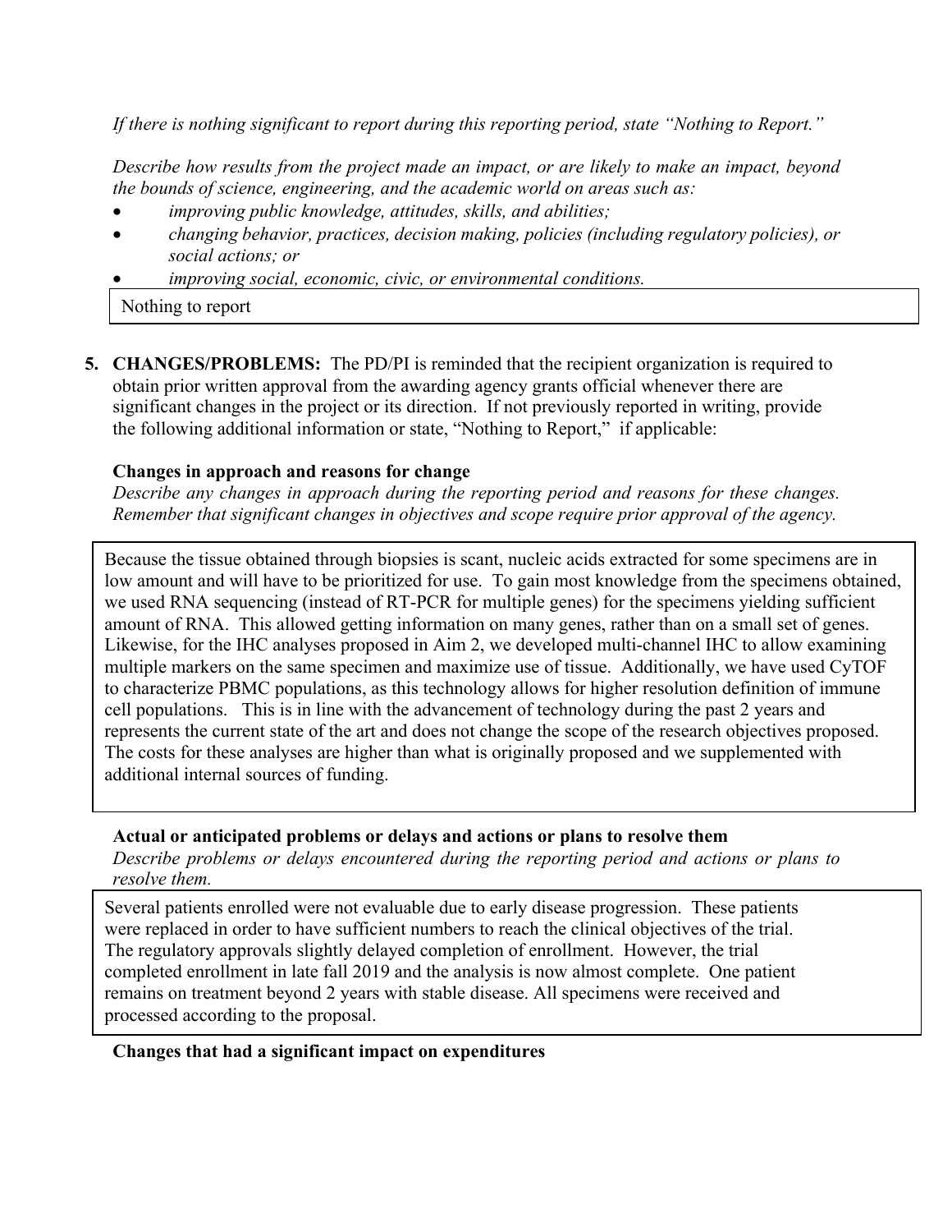*If there is nothing significant to report during this reporting period, state "Nothing to Report."*

*Describe how results from the project made an impact, or are likely to make an impact, beyond the bounds of science, engineering, and the academic world on areas such as:*

- *improving public knowledge, attitudes, skills, and abilities;*
- *changing behavior, practices, decision making, policies (including regulatory policies), or social actions; or*
- *improving social, economic, civic, or environmental conditions.*

Nothing to report

5. **CHANGES/PROBLEMS:** The PD/PI is reminded that the recipient organization is required to obtain prior written approval from the awarding agency grants official whenever there are significant changes in the project or its direction. If not previously reported in writing, provide the following additional information or state, "Nothing to Report," if applicable:

**Changes in approach and reasons for change**

*Describe any changes in approach during the reporting period and reasons for these changes. Remember that significant changes in objectives and scope require prior approval of the agency.*

Because the tissue obtained through biopsies is scant, nucleic acids extracted for some specimens are in low amount and will have to be prioritized for use. To gain most knowledge from the specimens obtained, we used RNA sequencing (instead of RT-PCR for multiple genes) for the specimens yielding sufficient amount of RNA. This allowed getting information on many genes, rather than on a small set of genes. Likewise, for the IHC analyses proposed in Aim 2, we developed multi-channel IHC to allow examining multiple markers on the same specimen and maximize use of tissue. Additionally, we have used CyTOF to characterize PBMC populations, as this technology allows for higher resolution definition of immune cell populations. This is in line with the advancement of technology during the past 2 years and represents the current state of the art and does not change the scope of the research objectives proposed. The costs for these analyses are higher than what is originally proposed and we supplemented with additional internal sources of funding.

**Actual or anticipated problems or delays and actions or plans to resolve them**

*Describe problems or delays encountered during the reporting period and actions or plans to resolve them.*

Several patients enrolled were not evaluable due to early disease progression. These patients were replaced in order to have sufficient numbers to reach the clinical objectives of the trial. The regulatory approvals slightly delayed completion of enrollment. However, the trial completed enrollment in late fall 2019 and the analysis is now almost complete. One patient remains on treatment beyond 2 years with stable disease. All specimens were received and processed according to the proposal.

**Changes that had a significant impact on expenditures**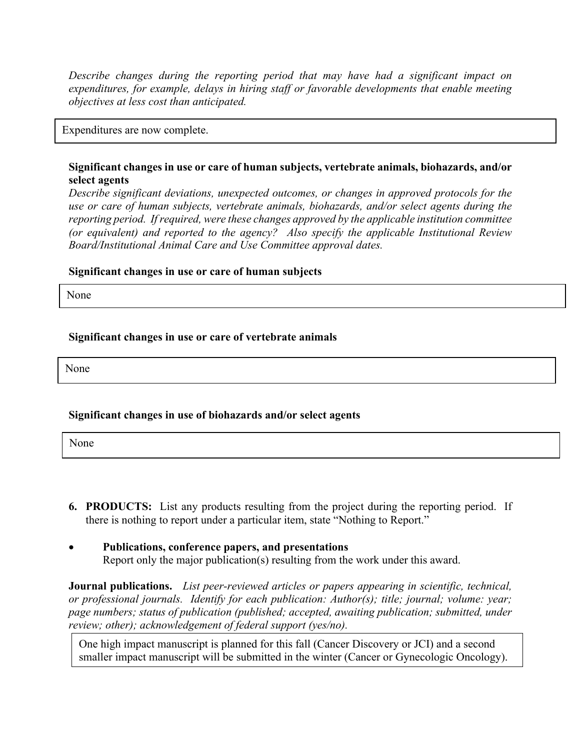*Describe changes during the reporting period that may have had a significant impact on expenditures, for example, delays in hiring staff or favorable developments that enable meeting objectives at less cost than anticipated.*

Expenditures are now complete.

**Significant changes in use or care of human subjects, vertebrate animals, biohazards, and/or select agents**

*Describe significant deviations, unexpected outcomes, or changes in approved protocols for the use or care of human subjects, vertebrate animals, biohazards, and/or select agents during the reporting period. If required, were these changes approved by the applicable institution committee (or equivalent) and reported to the agency? Also specify the applicable Institutional Review Board/Institutional Animal Care and Use Committee approval dates.*

**Significant changes in use or care of human subjects**

None

**Significant changes in use or care of vertebrate animals**

None

**Significant changes in use of biohazards and/or select agents**

None

6. **PRODUCTS:** List any products resulting from the project during the reporting period. If there is nothing to report under a particular item, state "Nothing to Report."

- **Publications, conference papers, and presentations**
  Report only the major publication(s) resulting from the work under this award.

**Journal publications.** *List peer-reviewed articles or papers appearing in scientific, technical, or professional journals. Identify for each publication: Author(s); title; journal; volume: year; page numbers; status of publication (published; accepted, awaiting publication; submitted, under review; other); acknowledgement of federal support (yes/no).*

One high impact manuscript is planned for this fall (Cancer Discovery or JCI) and a second smaller impact manuscript will be submitted in the winter (Cancer or Gynecologic Oncology).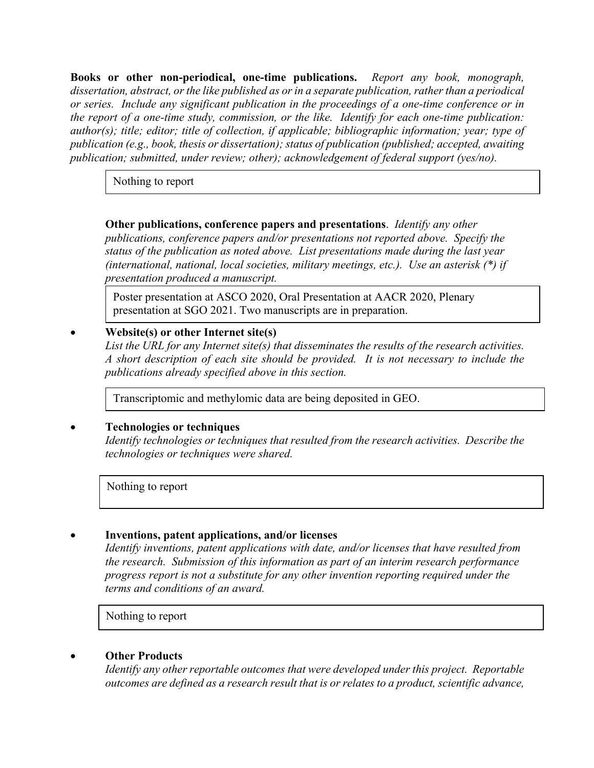**Books or other non-periodical, one-time publications.** *Report any book, monograph, dissertation, abstract, or the like published as or in a separate publication, rather than a periodical or series. Include any significant publication in the proceedings of a one-time conference or in the report of a one-time study, commission, or the like. Identify for each one-time publication: author(s); title; editor; title of collection, if applicable; bibliographic information; year; type of publication (e.g., book, thesis or dissertation); status of publication (published; accepted, awaiting publication; submitted, under review; other); acknowledgement of federal support (yes/no).*

Nothing to report

**Other publications, conference papers and presentations**. *Identify any other publications, conference papers and/or presentations not reported above. Specify the status of the publication as noted above. List presentations made during the last year (international, national, local societies, military meetings, etc.). Use an asterisk (*) if presentation produced a manuscript.*

Poster presentation at ASCO 2020, Oral Presentation at AACR 2020, Plenary presentation at SGO 2021. Two manuscripts are in preparation.

- **Website(s) or other Internet site(s)**
  *List the URL for any Internet site(s) that disseminates the results of the research activities. A short description of each site should be provided. It is not necessary to include the publications already specified above in this section.*

Transcriptomic and methylomic data are being deposited in GEO.

- **Technologies or techniques**
  *Identify technologies or techniques that resulted from the research activities. Describe the technologies or techniques were shared.*

Nothing to report

- **Inventions, patent applications, and/or licenses**
  *Identify inventions, patent applications with date, and/or licenses that have resulted from the research. Submission of this information as part of an interim research performance progress report is not a substitute for any other invention reporting required under the terms and conditions of an award.*

Nothing to report

- **Other Products**
  *Identify any other reportable outcomes that were developed under this project. Reportable outcomes are defined as a research result that is or relates to a product, scientific advance,*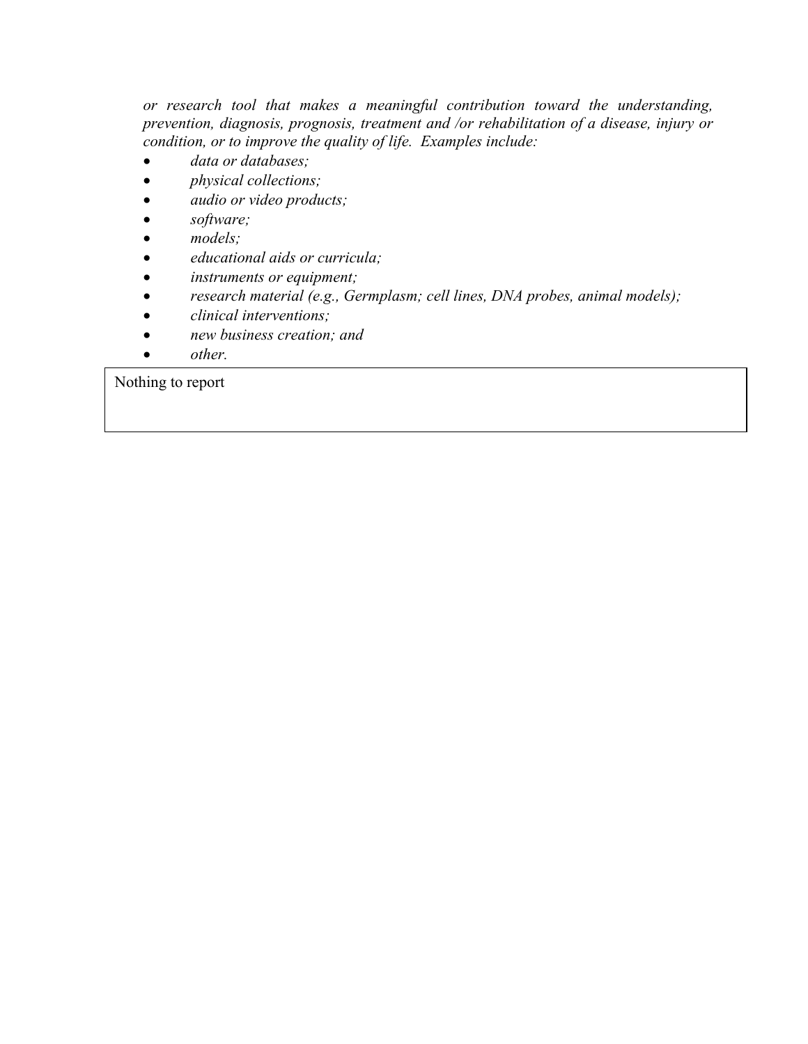*or research tool that makes a meaningful contribution toward the understanding, prevention, diagnosis, prognosis, treatment and /or rehabilitation of a disease, injury or condition, or to improve the quality of life. Examples include:*

- *data or databases;*
- *physical collections;*
- *audio or video products;*
- *software;*
- *models;*
- *educational aids or curricula;*
- *instruments or equipment;*
- *research material (e.g., Germplasm; cell lines, DNA probes, animal models);*
- *clinical interventions;*
- *new business creation; and*
- *other.*

| Nothing to report |
| --- |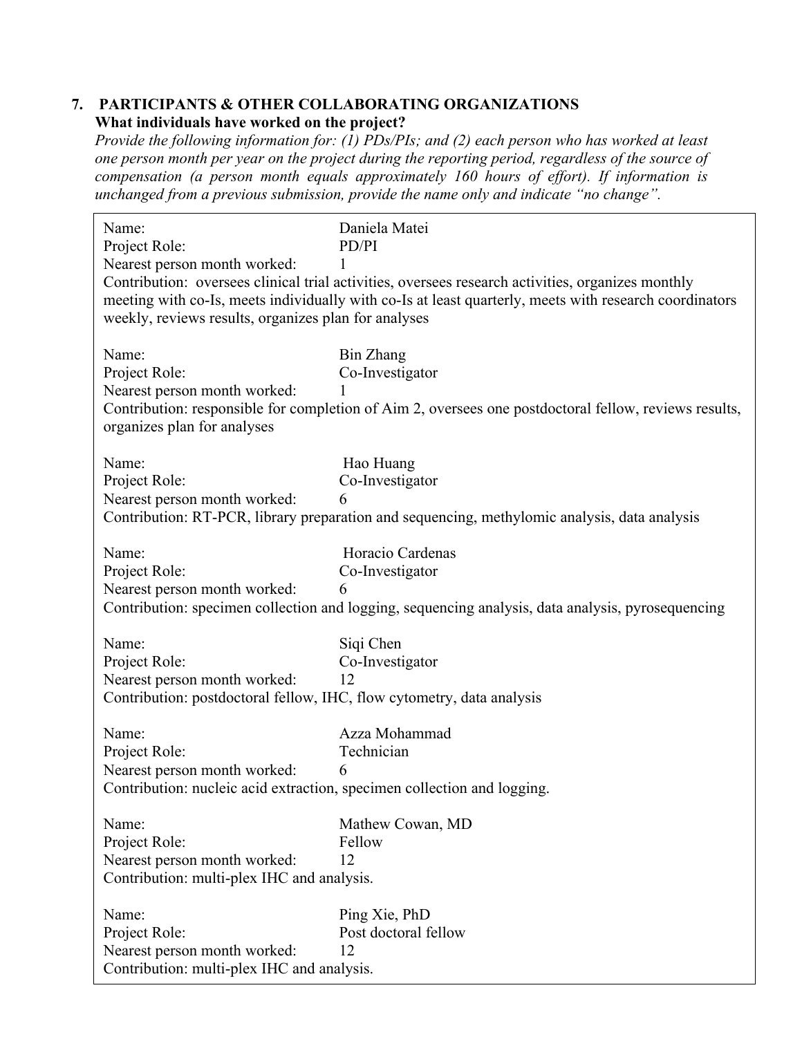## 7. PARTICIPANTS & OTHER COLLABORATING ORGANIZATIONS

**What individuals have worked on the project?**

*Provide the following information for: (1) PDs/PIs; and (2) each person who has worked at least one person month per year on the project during the reporting period, regardless of the source of compensation (a person month equals approximately 160 hours of effort). If information is unchanged from a previous submission, provide the name only and indicate "no change".*

Name: Daniela Matei
Project Role: PD/PI
Nearest person month worked: 1
Contribution: oversees clinical trial activities, oversees research activities, organizes monthly meeting with co-Is, meets individually with co-Is at least quarterly, meets with research coordinators weekly, reviews results, organizes plan for analyses

Name: Bin Zhang
Project Role: Co-Investigator
Nearest person month worked: 1
Contribution: responsible for completion of Aim 2, oversees one postdoctoral fellow, reviews results, organizes plan for analyses

Name: Hao Huang
Project Role: Co-Investigator
Nearest person month worked: 6
Contribution: RT-PCR, library preparation and sequencing, methylomic analysis, data analysis

Name: Horacio Cardenas
Project Role: Co-Investigator
Nearest person month worked: 6
Contribution: specimen collection and logging, sequencing analysis, data analysis, pyrosequencing

Name: Siqi Chen
Project Role: Co-Investigator
Nearest person month worked: 12
Contribution: postdoctoral fellow, IHC, flow cytometry, data analysis

Name: Azza Mohammad
Project Role: Technician
Nearest person month worked: 6
Contribution: nucleic acid extraction, specimen collection and logging.

Name: Mathew Cowan, MD
Project Role: Fellow
Nearest person month worked: 12
Contribution: multi-plex IHC and analysis.

Name: Ping Xie, PhD
Project Role: Post doctoral fellow
Nearest person month worked: 12
Contribution: multi-plex IHC and analysis.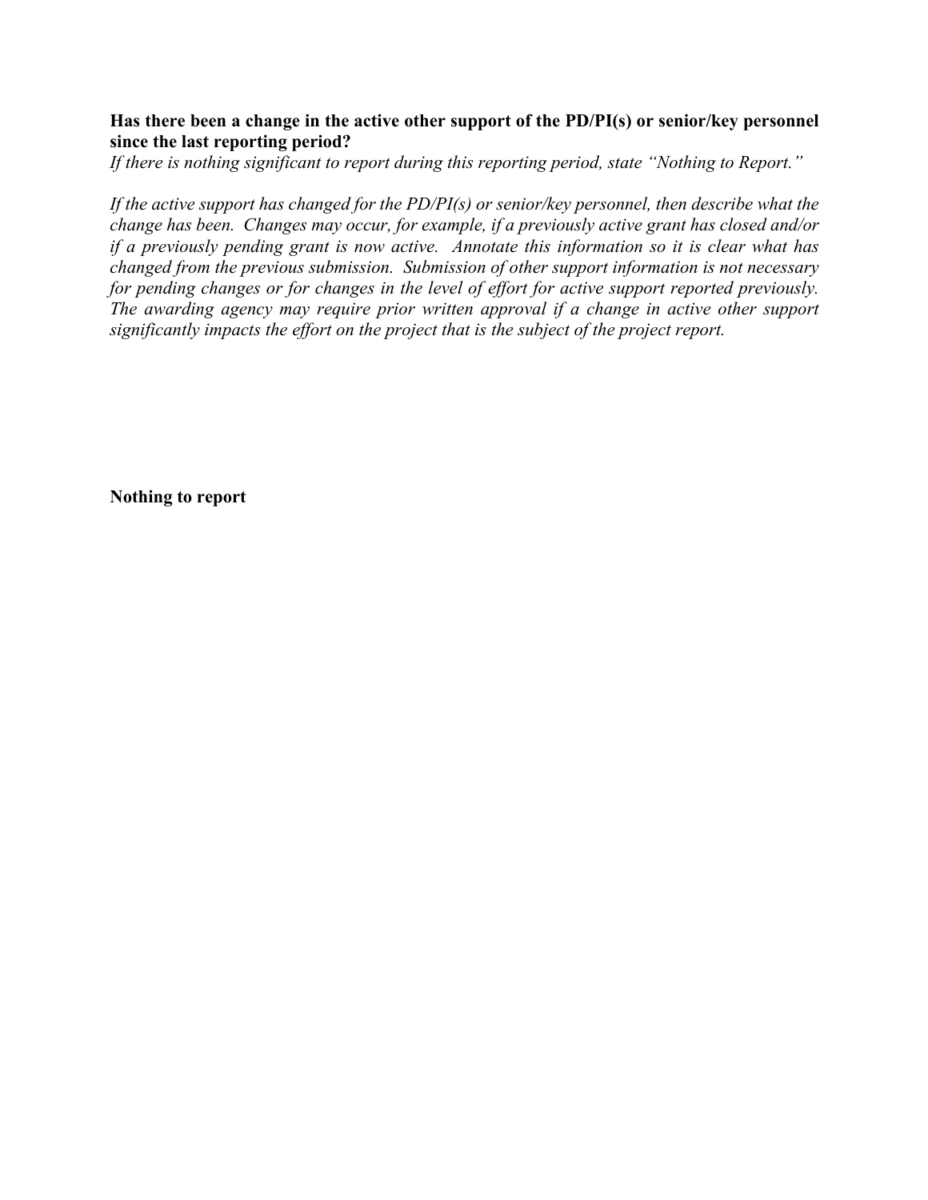**Has there been a change in the active other support of the PD/PI(s) or senior/key personnel since the last reporting period?**

*If there is nothing significant to report during this reporting period, state "Nothing to Report."*

*If the active support has changed for the PD/PI(s) or senior/key personnel, then describe what the change has been. Changes may occur, for example, if a previously active grant has closed and/or if a previously pending grant is now active. Annotate this information so it is clear what has changed from the previous submission. Submission of other support information is not necessary for pending changes or for changes in the level of effort for active support reported previously. The awarding agency may require prior written approval if a change in active other support significantly impacts the effort on the project that is the subject of the project report.*

**Nothing to report**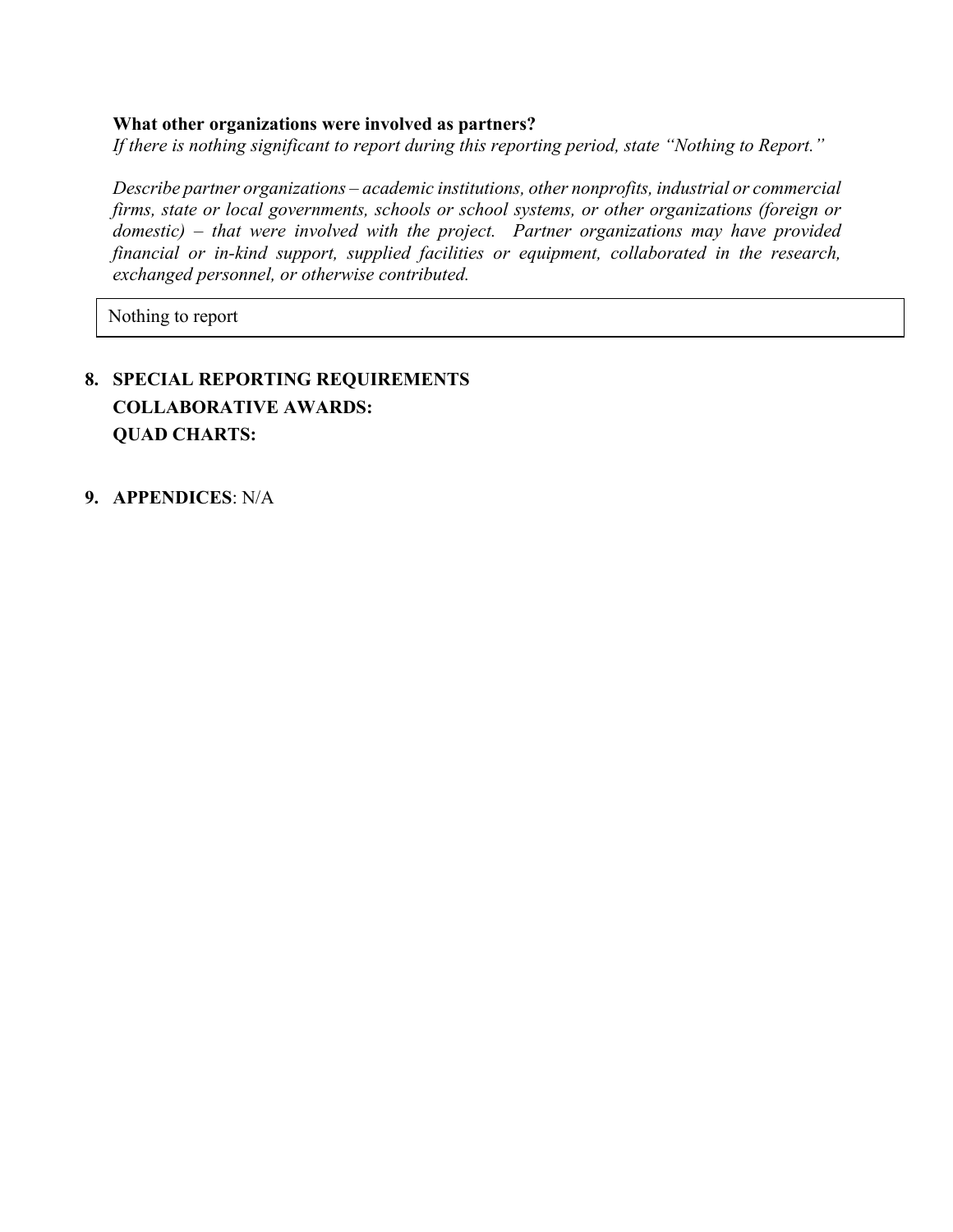**What other organizations were involved as partners?**
*If there is nothing significant to report during this reporting period, state "Nothing to Report."*

*Describe partner organizations – academic institutions, other nonprofits, industrial or commercial firms, state or local governments, schools or school systems, or other organizations (foreign or domestic) – that were involved with the project. Partner organizations may have provided financial or in-kind support, supplied facilities or equipment, collaborated in the research, exchanged personnel, or otherwise contributed.*

Nothing to report

**8. SPECIAL REPORTING REQUIREMENTS**
**COLLABORATIVE AWARDS:**
**QUAD CHARTS:**

**9. APPENDICES**: N/A